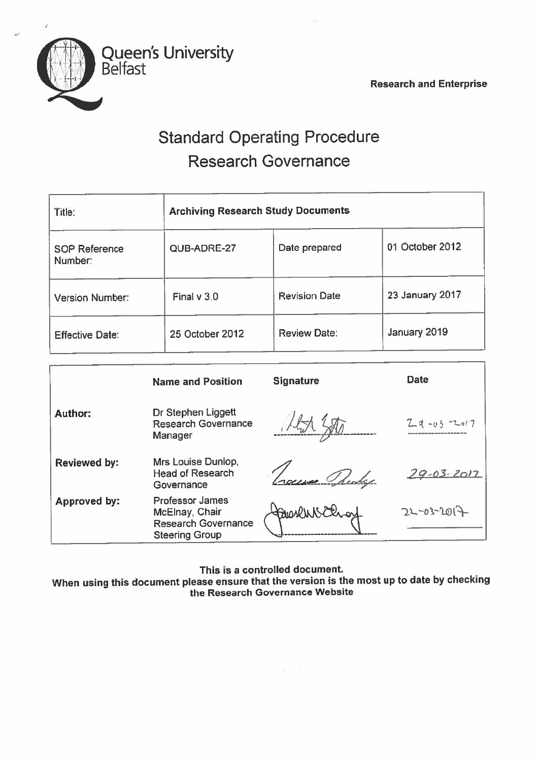Queen's University Belfast

**Research and Enterprise**

# Standard Operating Procedure
# Research Governance

| Title: | **Archiving Research Study Documents** | | |
|---|---|---|---|
| SOP Reference Number: | QUB-ADRE-27 | Date prepared | 01 October 2012 |
| Version Number: | Final v 3.0 | Revision Date | 23 January 2017 |
| Effective Date: | 25 October 2012 | Review Date: | January 2019 |

| | **Name and Position** | **Signature** | **Date** |
|---|---|---|---|
| **Author:** | Dr Stephen Liggett Research Governance Manager | [signature] | 29-03-2017 |
| **Reviewed by:** | Mrs Louise Dunlop, Head of Research Governance | [signature] | 29-03-2017 |
| **Approved by:** | Professor James McElnay, Chair Research Governance Steering Group | [signature] | 22-03-2017 |

**This is a controlled document.**
**When using this document please ensure that the version is the most up to date by checking the Research Governance Website**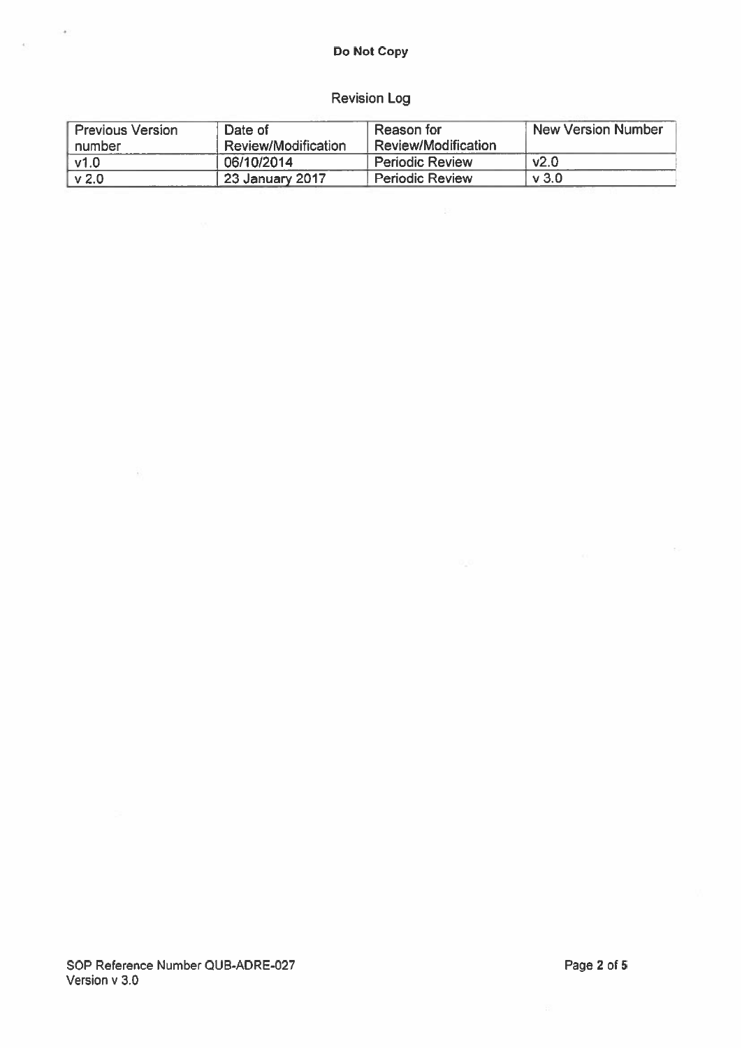## Revision Log

| Previous Version number | Date of Review/Modification | Reason for Review/Modification | New Version Number |
|---|---|---|---|
| v1.0 | 06/10/2014 | Periodic Review | v2.0 |
| v 2.0 | 23 January 2017 | Periodic Review | v 3.0 |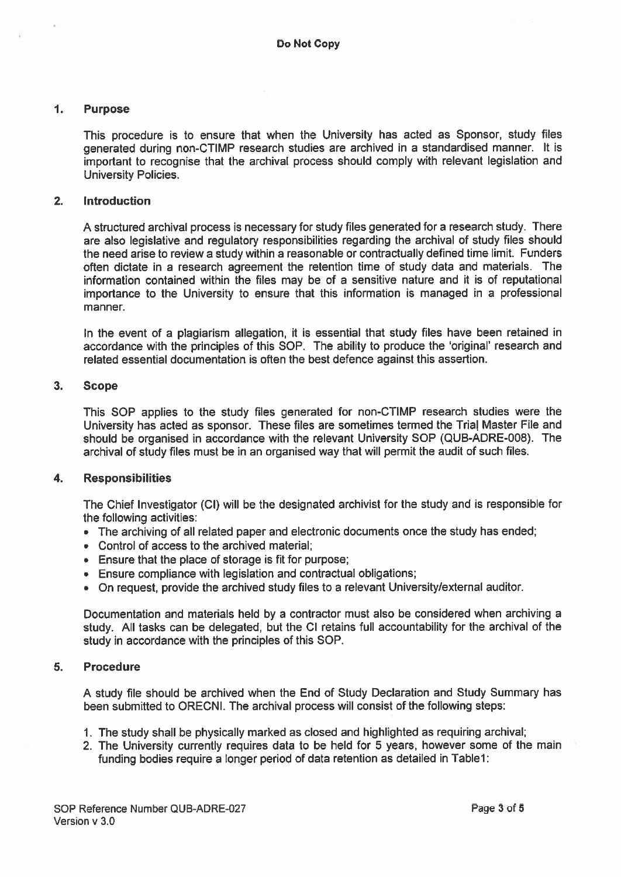Do Not Copy

## 1. Purpose

This procedure is to ensure that when the University has acted as Sponsor, study files generated during non-CTIMP research studies are archived in a standardised manner. It is important to recognise that the archival process should comply with relevant legislation and University Policies.

## 2. Introduction

A structured archival process is necessary for study files generated for a research study. There are also legislative and regulatory responsibilities regarding the archival of study files should the need arise to review a study within a reasonable or contractually defined time limit. Funders often dictate in a research agreement the retention time of study data and materials. The information contained within the files may be of a sensitive nature and it is of reputational importance to the University to ensure that this information is managed in a professional manner.

In the event of a plagiarism allegation, it is essential that study files have been retained in accordance with the principles of this SOP. The ability to produce the 'original' research and related essential documentation is often the best defence against this assertion.

## 3. Scope

This SOP applies to the study files generated for non-CTIMP research studies were the University has acted as sponsor. These files are sometimes termed the Trial Master File and should be organised in accordance with the relevant University SOP (QUB-ADRE-008). The archival of study files must be in an organised way that will permit the audit of such files.

## 4. Responsibilities

The Chief Investigator (CI) will be the designated archivist for the study and is responsible for the following activities:

- The archiving of all related paper and electronic documents once the study has ended;
- Control of access to the archived material;
- Ensure that the place of storage is fit for purpose;
- Ensure compliance with legislation and contractual obligations;
- On request, provide the archived study files to a relevant University/external auditor.

Documentation and materials held by a contractor must also be considered when archiving a study. All tasks can be delegated, but the CI retains full accountability for the archival of the study in accordance with the principles of this SOP.

## 5. Procedure

A study file should be archived when the End of Study Declaration and Study Summary has been submitted to ORECNI. The archival process will consist of the following steps:

1. The study shall be physically marked as closed and highlighted as requiring archival;
2. The University currently requires data to be held for 5 years, however some of the main funding bodies require a longer period of data retention as detailed in Table1: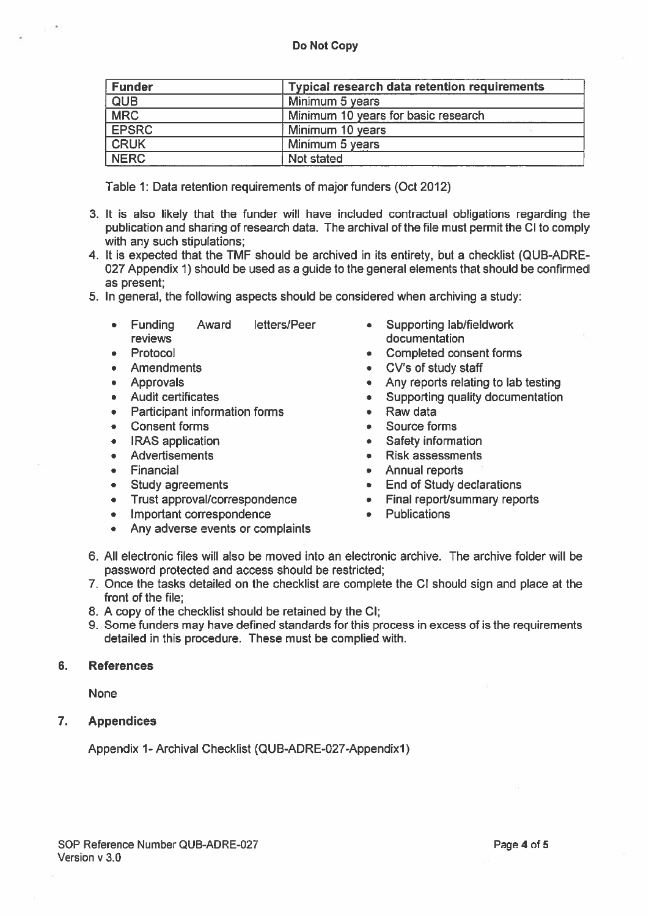**Do Not Copy**

| Funder | Typical research data retention requirements |
| --- | --- |
| QUB | Minimum 5 years |
| MRC | Minimum 10 years for basic research |
| EPSRC | Minimum 10 years |
| CRUK | Minimum 5 years |
| NERC | Not stated |

Table 1: Data retention requirements of major funders (Oct 2012)

3. It is also likely that the funder will have included contractual obligations regarding the publication and sharing of research data. The archival of the file must permit the CI to comply with any such stipulations;
4. It is expected that the TMF should be archived in its entirety, but a checklist (QUB-ADRE-027 Appendix 1) should be used as a guide to the general elements that should be confirmed as present;
5. In general, the following aspects should be considered when archiving a study:

    - Funding Award letters/Peer reviews
    - Protocol
    - Amendments
    - Approvals
    - Audit certificates
    - Participant information forms
    - Consent forms
    - IRAS application
    - Advertisements
    - Financial
    - Study agreements
    - Trust approval/correspondence
    - Important correspondence
    - Any adverse events or complaints
    - Supporting lab/fieldwork documentation
    - Completed consent forms
    - CV's of study staff
    - Any reports relating to lab testing
    - Supporting quality documentation
    - Raw data
    - Source forms
    - Safety information
    - Risk assessments
    - Annual reports
    - End of Study declarations
    - Final report/summary reports
    - Publications

6. All electronic files will also be moved into an electronic archive. The archive folder will be password protected and access should be restricted;
7. Once the tasks detailed on the checklist are complete the CI should sign and place at the front of the file;
8. A copy of the checklist should be retained by the CI;
9. Some funders may have defined standards for this process in excess of is the requirements detailed in this procedure. These must be complied with.

## 6. References

None

## 7. Appendices

Appendix 1- Archival Checklist (QUB-ADRE-027-Appendix1)

SOP Reference Number QUB-ADRE-027
Version v 3.0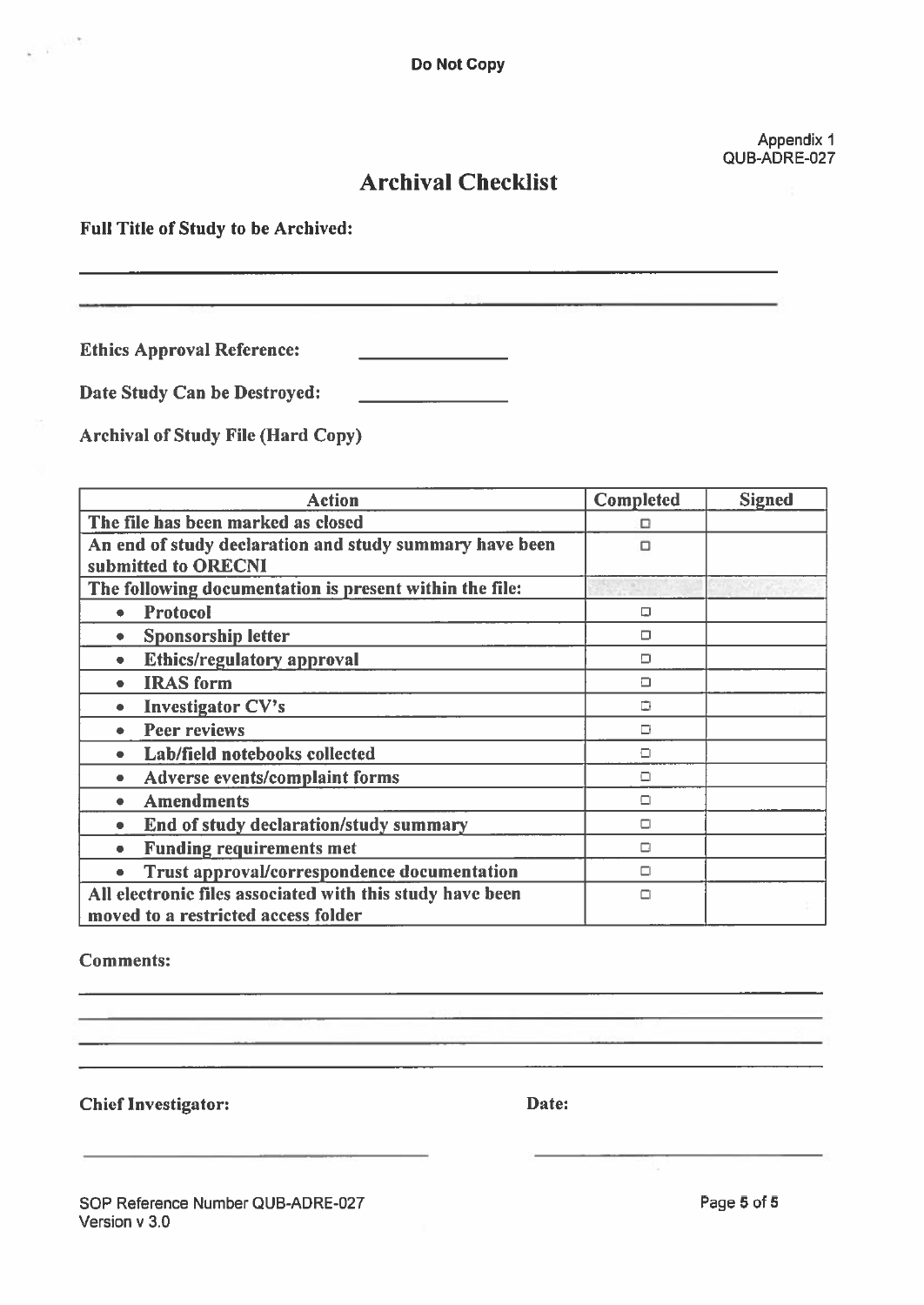**Do Not Copy**

Appendix 1
QUB-ADRE-027

# Archival Checklist

**Full Title of Study to be Archived:**

\_\_\_\_\_\_\_\_\_\_\_\_\_\_\_\_\_\_\_\_\_\_\_\_\_\_\_\_\_\_\_\_\_\_\_\_\_\_\_\_\_\_\_\_\_\_\_\_\_\_\_\_\_\_\_\_\_\_\_\_\_\_\_\_\_\_\_\_

\_\_\_\_\_\_\_\_\_\_\_\_\_\_\_\_\_\_\_\_\_\_\_\_\_\_\_\_\_\_\_\_\_\_\_\_\_\_\_\_\_\_\_\_\_\_\_\_\_\_\_\_\_\_\_\_\_\_\_\_\_\_\_\_\_\_\_\_

**Ethics Approval Reference:** \_\_\_\_\_\_\_\_\_\_\_\_\_\_\_\_

**Date Study Can be Destroyed:** \_\_\_\_\_\_\_\_\_\_\_\_\_\_\_\_

**Archival of Study File (Hard Copy)**

| Action | Completed | Signed |
|---|---|---|
| **The file has been marked as closed** | ☐ | |
| **An end of study declaration and study summary have been submitted to ORECNI** | ☐ | |
| **The following documentation is present within the file:** | | |
| • **Protocol** | ☐ | |
| • **Sponsorship letter** | ☐ | |
| • **Ethics/regulatory approval** | ☐ | |
| • **IRAS form** | ☐ | |
| • **Investigator CV's** | ☐ | |
| • **Peer reviews** | ☐ | |
| • **Lab/field notebooks collected** | ☐ | |
| • **Adverse events/complaint forms** | ☐ | |
| • **Amendments** | ☐ | |
| • **End of study declaration/study summary** | ☐ | |
| • **Funding requirements met** | ☐ | |
| • **Trust approval/correspondence documentation** | ☐ | |
| **All electronic files associated with this study have been moved to a restricted access folder** | ☐ | |

**Comments:**

\_\_\_\_\_\_\_\_\_\_\_\_\_\_\_\_\_\_\_\_\_\_\_\_\_\_\_\_\_\_\_\_\_\_\_\_\_\_\_\_\_\_\_\_\_\_\_\_\_\_\_\_\_\_\_\_\_\_\_\_\_\_\_\_\_\_\_\_

\_\_\_\_\_\_\_\_\_\_\_\_\_\_\_\_\_\_\_\_\_\_\_\_\_\_\_\_\_\_\_\_\_\_\_\_\_\_\_\_\_\_\_\_\_\_\_\_\_\_\_\_\_\_\_\_\_\_\_\_\_\_\_\_\_\_\_\_

\_\_\_\_\_\_\_\_\_\_\_\_\_\_\_\_\_\_\_\_\_\_\_\_\_\_\_\_\_\_\_\_\_\_\_\_\_\_\_\_\_\_\_\_\_\_\_\_\_\_\_\_\_\_\_\_\_\_\_\_\_\_\_\_\_\_\_\_

\_\_\_\_\_\_\_\_\_\_\_\_\_\_\_\_\_\_\_\_\_\_\_\_\_\_\_\_\_\_\_\_\_\_\_\_\_\_\_\_\_\_\_\_\_\_\_\_\_\_\_\_\_\_\_\_\_\_\_\_\_\_\_\_\_\_\_\_

**Chief Investigator:** \_\_\_\_\_\_\_\_\_\_\_\_\_\_\_\_\_\_\_\_\_\_\_\_\_\_\_\_\_\_\_\_

**Date:** \_\_\_\_\_\_\_\_\_\_\_\_\_\_\_\_\_\_\_\_\_\_\_\_\_\_

SOP Reference Number QUB-ADRE-027
Version v 3.0